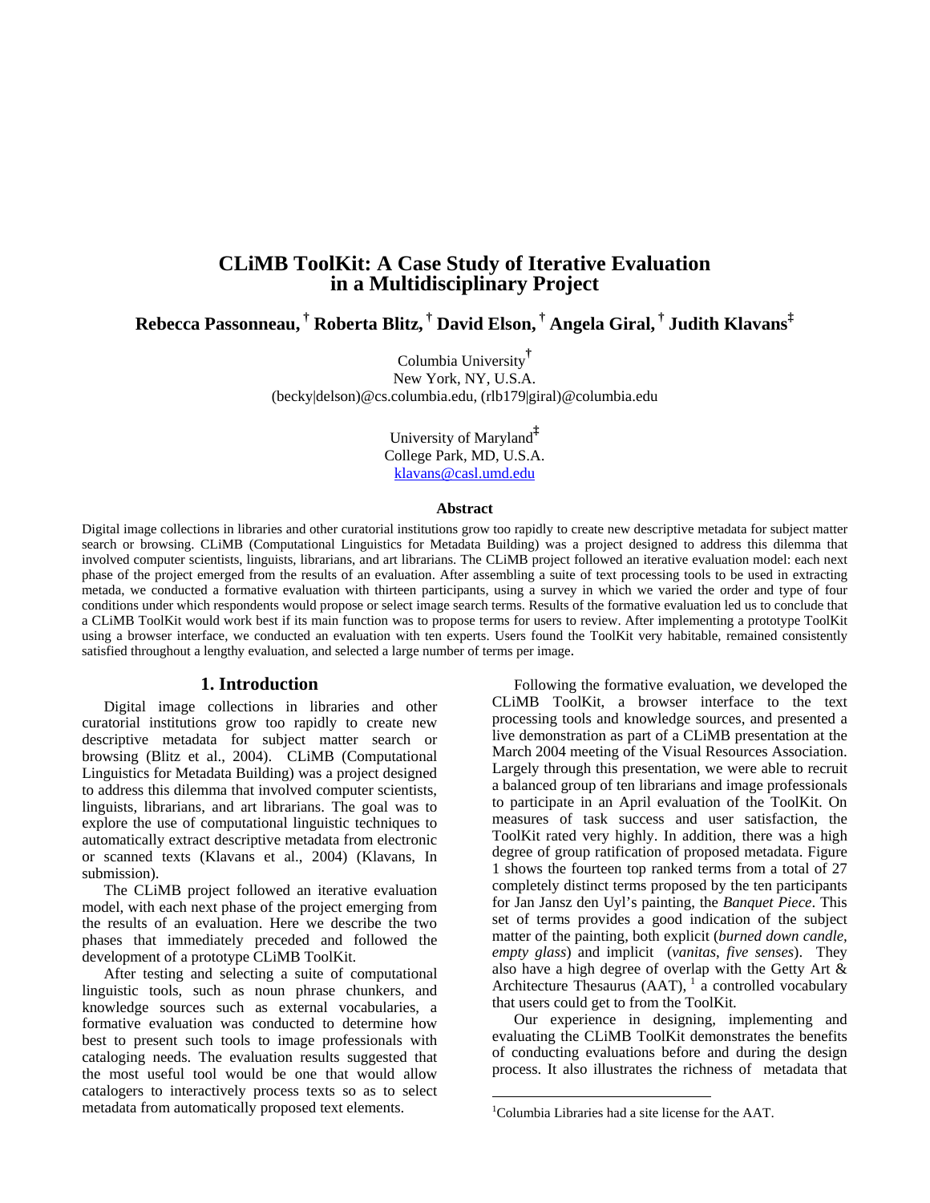# CLiMB ToolKit: A Case Study of Iterative Evaluation in a Multidisciplinary Project

**Rebecca Passonneau,[†] Roberta Blitz,[†] David Elson,[†] Angela Giral,[†] Judith Klavans[‡]**

Columbia University[†]
New York, NY, U.S.A.
(becky|delson)@cs.columbia.edu, (rlb179|giral)@columbia.edu

University of Maryland[‡]
College Park, MD, U.S.A.
klavans@casl.umd.edu

## Abstract

Digital image collections in libraries and other curatorial institutions grow too rapidly to create new descriptive metadata for subject matter search or browsing. CLiMB (Computational Linguistics for Metadata Building) was a project designed to address this dilemma that involved computer scientists, linguists, librarians, and art librarians. The CLiMB project followed an iterative evaluation model: each next phase of the project emerged from the results of an evaluation. After assembling a suite of text processing tools to be used in extracting metada, we conducted a formative evaluation with thirteen participants, using a survey in which we varied the order and type of four conditions under which respondents would propose or select image search terms. Results of the formative evaluation led us to conclude that a CLiMB ToolKit would work best if its main function was to propose terms for users to review. After implementing a prototype ToolKit using a browser interface, we conducted an evaluation with ten experts. Users found the ToolKit very habitable, remained consistently satisfied throughout a lengthy evaluation, and selected a large number of terms per image.

## 1. Introduction

Digital image collections in libraries and other curatorial institutions grow too rapidly to create new descriptive metadata for subject matter search or browsing (Blitz et al., 2004). CLiMB (Computational Linguistics for Metadata Building) was a project designed to address this dilemma that involved computer scientists, linguists, librarians, and art librarians. The goal was to explore the use of computational linguistic techniques to automatically extract descriptive metadata from electronic or scanned texts (Klavans et al., 2004) (Klavans, In submission).

The CLiMB project followed an iterative evaluation model, with each next phase of the project emerging from the results of an evaluation. Here we describe the two phases that immediately preceded and followed the development of a prototype CLiMB ToolKit.

After testing and selecting a suite of computational linguistic tools, such as noun phrase chunkers, and knowledge sources such as external vocabularies, a formative evaluation was conducted to determine how best to present such tools to image professionals with cataloging needs. The evaluation results suggested that the most useful tool would be one that would allow catalogers to interactively process texts so as to select metadata from automatically proposed text elements.

Following the formative evaluation, we developed the CLiMB ToolKit, a browser interface to the text processing tools and knowledge sources, and presented a live demonstration as part of a CLiMB presentation at the March 2004 meeting of the Visual Resources Association. Largely through this presentation, we were able to recruit a balanced group of ten librarians and image professionals to participate in an April evaluation of the ToolKit. On measures of task success and user satisfaction, the ToolKit rated very highly. In addition, there was a high degree of group ratification of proposed metadata. Figure 1 shows the fourteen top ranked terms from a total of 27 completely distinct terms proposed by the ten participants for Jan Jansz den Uyl's painting, the *Banquet Piece*. This set of terms provides a good indication of the subject matter of the painting, both explicit (*burned down candle*, *empty glass*) and implicit (*vanitas*, *five senses*). They also have a high degree of overlap with the Getty Art & Architecture Thesaurus (AAT), [1] a controlled vocabulary that users could get to from the ToolKit.

Our experience in designing, implementing and evaluating the CLiMB ToolKit demonstrates the benefits of conducting evaluations before and during the design process. It also illustrates the richness of metadata that

---

[1] Columbia Libraries had a site license for the AAT.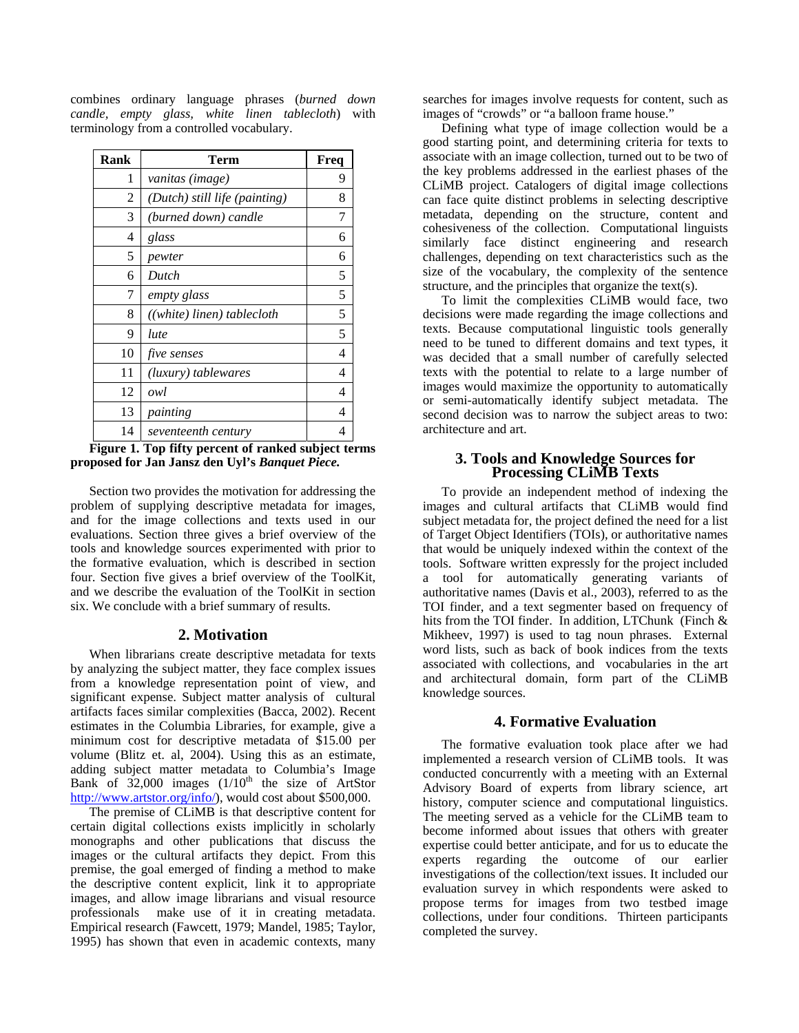combines ordinary language phrases (*burned down candle*, *empty glass*, *white linen tablecloth*) with terminology from a controlled vocabulary.

| Rank | Term | Freq |
|---|---|---|
| 1 | *vanitas (image)* | 9 |
| 2 | *(Dutch) still life (painting)* | 8 |
| 3 | *(burned down) candle* | 7 |
| 4 | *glass* | 6 |
| 5 | *pewter* | 6 |
| 6 | *Dutch* | 5 |
| 7 | *empty glass* | 5 |
| 8 | *((white) linen) tablecloth* | 5 |
| 9 | *lute* | 5 |
| 10 | *five senses* | 4 |
| 11 | *(luxury) tablewares* | 4 |
| 12 | *owl* | 4 |
| 13 | *painting* | 4 |
| 14 | *seventeenth century* | 4 |

**Figure 1. Top fifty percent of ranked subject terms proposed for Jan Jansz den Uyl's *Banquet Piece.***

Section two provides the motivation for addressing the problem of supplying descriptive metadata for images, and for the image collections and texts used in our evaluations. Section three gives a brief overview of the tools and knowledge sources experimented with prior to the formative evaluation, which is described in section four. Section five gives a brief overview of the ToolKit, and we describe the evaluation of the ToolKit in section six. We conclude with a brief summary of results.

## 2. Motivation

When librarians create descriptive metadata for texts by analyzing the subject matter, they face complex issues from a knowledge representation point of view, and significant expense. Subject matter analysis of cultural artifacts faces similar complexities (Bacca, 2002). Recent estimates in the Columbia Libraries, for example, give a minimum cost for descriptive metadata of $15.00 per volume (Blitz et. al, 2004). Using this as an estimate, adding subject matter metadata to Columbia's Image Bank of 32,000 images (1/10th the size of ArtStor http://www.artstor.org/info/), would cost about $500,000.

The premise of CLiMB is that descriptive content for certain digital collections exists implicitly in scholarly monographs and other publications that discuss the images or the cultural artifacts they depict. From this premise, the goal emerged of finding a method to make the descriptive content explicit, link it to appropriate images, and allow image librarians and visual resource professionals make use of it in creating metadata. Empirical research (Fawcett, 1979; Mandel, 1985; Taylor, 1995) has shown that even in academic contexts, many searches for images involve requests for content, such as images of "crowds" or "a balloon frame house."

Defining what type of image collection would be a good starting point, and determining criteria for texts to associate with an image collection, turned out to be two of the key problems addressed in the earliest phases of the CLiMB project. Catalogers of digital image collections can face quite distinct problems in selecting descriptive metadata, depending on the structure, content and cohesiveness of the collection. Computational linguists similarly face distinct engineering and research challenges, depending on text characteristics such as the size of the vocabulary, the complexity of the sentence structure, and the principles that organize the text(s).

To limit the complexities CLiMB would face, two decisions were made regarding the image collections and texts. Because computational linguistic tools generally need to be tuned to different domains and text types, it was decided that a small number of carefully selected texts with the potential to relate to a large number of images would maximize the opportunity to automatically or semi-automatically identify subject metadata. The second decision was to narrow the subject areas to two: architecture and art.

## 3. Tools and Knowledge Sources for Processing CLiMB Texts

To provide an independent method of indexing the images and cultural artifacts that CLiMB would find subject metadata for, the project defined the need for a list of Target Object Identifiers (TOIs), or authoritative names that would be uniquely indexed within the context of the tools. Software written expressly for the project included a tool for automatically generating variants of authoritative names (Davis et al., 2003), referred to as the TOI finder, and a text segmenter based on frequency of hits from the TOI finder. In addition, LTChunk (Finch & Mikheev, 1997) is used to tag noun phrases. External word lists, such as back of book indices from the texts associated with collections, and vocabularies in the art and architectural domain, form part of the CLiMB knowledge sources.

## 4. Formative Evaluation

The formative evaluation took place after we had implemented a research version of CLiMB tools. It was conducted concurrently with a meeting with an External Advisory Board of experts from library science, art history, computer science and computational linguistics. The meeting served as a vehicle for the CLiMB team to become informed about issues that others with greater expertise could better anticipate, and for us to educate the experts regarding the outcome of our earlier investigations of the collection/text issues. It included our evaluation survey in which respondents were asked to propose terms for images from two testbed image collections, under four conditions. Thirteen participants completed the survey.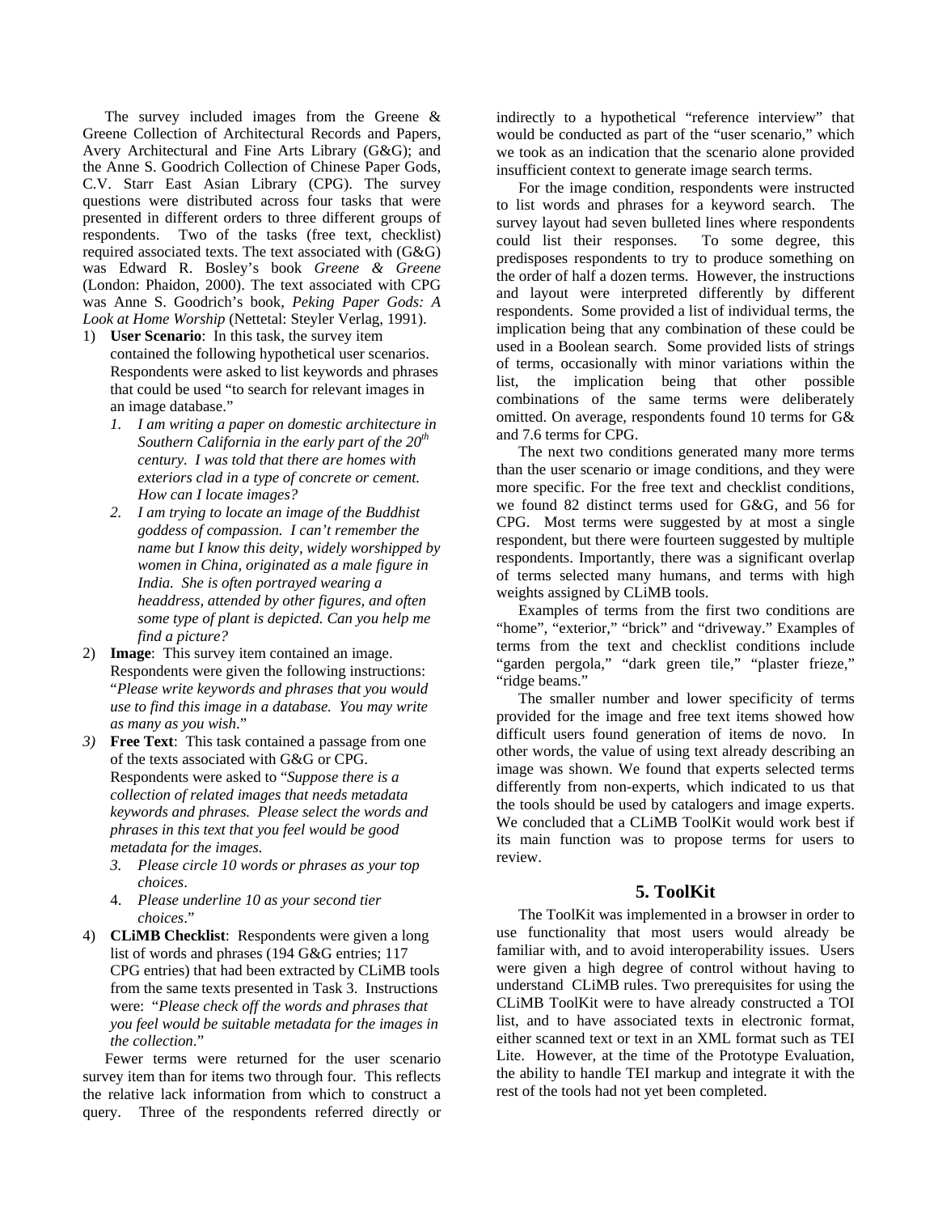The survey included images from the Greene & Greene Collection of Architectural Records and Papers, Avery Architectural and Fine Arts Library (G&G); and the Anne S. Goodrich Collection of Chinese Paper Gods, C.V. Starr East Asian Library (CPG). The survey questions were distributed across four tasks that were presented in different orders to three different groups of respondents. Two of the tasks (free text, checklist) required associated texts. The text associated with (G&G) was Edward R. Bosley's book *Greene & Greene* (London: Phaidon, 2000). The text associated with CPG was Anne S. Goodrich's book, *Peking Paper Gods: A Look at Home Worship* (Nettetal: Steyler Verlag, 1991).

1) **User Scenario**: In this task, the survey item contained the following hypothetical user scenarios. Respondents were asked to list keywords and phrases that could be used "to search for relevant images in an image database."
   1. *I am writing a paper on domestic architecture in Southern California in the early part of the 20th century. I was told that there are homes with exteriors clad in a type of concrete or cement. How can I locate images?*
   2. *I am trying to locate an image of the Buddhist goddess of compassion. I can't remember the name but I know this deity, widely worshipped by women in China, originated as a male figure in India. She is often portrayed wearing a headdress, attended by other figures, and often some type of plant is depicted. Can you help me find a picture?*
2) **Image**: This survey item contained an image. Respondents were given the following instructions: "*Please write keywords and phrases that you would use to find this image in a database. You may write as many as you wish*."
3) **Free Text**: This task contained a passage from one of the texts associated with G&G or CPG. Respondents were asked to "*Suppose there is a collection of related images that needs metadata keywords and phrases. Please select the words and phrases in this text that you feel would be good metadata for the images.*
   3. *Please circle 10 words or phrases as your top choices*.
   4. *Please underline 10 as your second tier choices*."
4) **CLiMB Checklist**: Respondents were given a long list of words and phrases (194 G&G entries; 117 CPG entries) that had been extracted by CLiMB tools from the same texts presented in Task 3. Instructions were: "*Please check off the words and phrases that you feel would be suitable metadata for the images in the collection*."

Fewer terms were returned for the user scenario survey item than for items two through four. This reflects the relative lack information from which to construct a query. Three of the respondents referred directly or indirectly to a hypothetical "reference interview" that would be conducted as part of the "user scenario," which we took as an indication that the scenario alone provided insufficient context to generate image search terms.

For the image condition, respondents were instructed to list words and phrases for a keyword search. The survey layout had seven bulleted lines where respondents could list their responses. To some degree, this predisposes respondents to try to produce something on the order of half a dozen terms. However, the instructions and layout were interpreted differently by different respondents. Some provided a list of individual terms, the implication being that any combination of these could be used in a Boolean search. Some provided lists of strings of terms, occasionally with minor variations within the list, the implication being that other possible combinations of the same terms were deliberately omitted. On average, respondents found 10 terms for G& and 7.6 terms for CPG.

The next two conditions generated many more terms than the user scenario or image conditions, and they were more specific. For the free text and checklist conditions, we found 82 distinct terms used for G&G, and 56 for CPG. Most terms were suggested by at most a single respondent, but there were fourteen suggested by multiple respondents. Importantly, there was a significant overlap of terms selected many humans, and terms with high weights assigned by CLiMB tools.

Examples of terms from the first two conditions are "home", "exterior," "brick" and "driveway." Examples of terms from the text and checklist conditions include "garden pergola," "dark green tile," "plaster frieze," "ridge beams."

The smaller number and lower specificity of terms provided for the image and free text items showed how difficult users found generation of items de novo. In other words, the value of using text already describing an image was shown. We found that experts selected terms differently from non-experts, which indicated to us that the tools should be used by catalogers and image experts. We concluded that a CLiMB ToolKit would work best if its main function was to propose terms for users to review.

## 5. ToolKit

The ToolKit was implemented in a browser in order to use functionality that most users would already be familiar with, and to avoid interoperability issues. Users were given a high degree of control without having to understand CLiMB rules. Two prerequisites for using the CLiMB ToolKit were to have already constructed a TOI list, and to have associated texts in electronic format, either scanned text or text in an XML format such as TEI Lite. However, at the time of the Prototype Evaluation, the ability to handle TEI markup and integrate it with the rest of the tools had not yet been completed.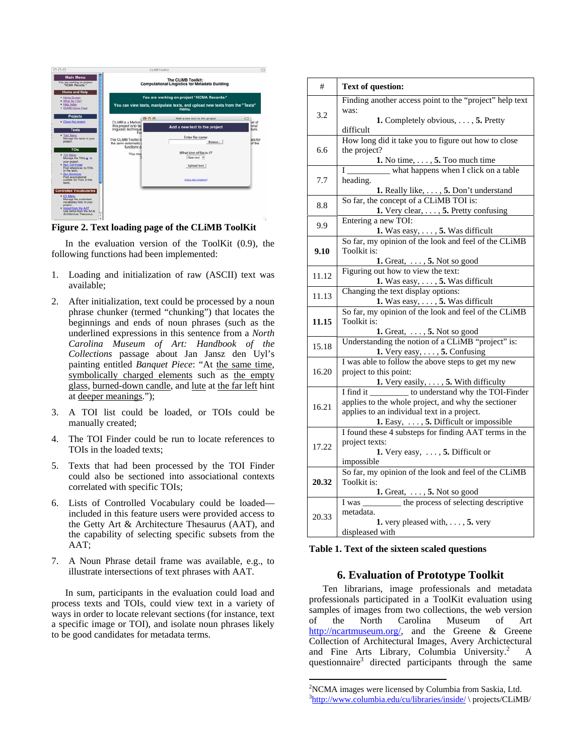**Figure 2. Text loading page of the CLiMB ToolKit**

In the evaluation version of the ToolKit (0.9), the following functions had been implemented:

1. Loading and initialization of raw (ASCII) text was available;
2. After initialization, text could be processed by a noun phrase chunker (termed "chunking") that locates the beginnings and ends of noun phrases (such as the underlined expressions in this sentence from a *North Carolina Museum of Art: Handbook of the Collections* passage about Jan Jansz den Uyl's painting entitled *Banquet Piece*: "At the same time, symbolically charged elements such as the empty glass, burned-down candle, and lute at the far left hint at deeper meanings.");
3. A TOI list could be loaded, or TOIs could be manually created;
4. The TOI Finder could be run to locate references to TOIs in the loaded texts;
5. Texts that had been processed by the TOI Finder could also be sectioned into associational contexts correlated with specific TOIs;
6. Lists of Controlled Vocabulary could be loaded—included in this feature users were provided access to the Getty Art & Architecture Thesaurus (AAT), and the capability of selecting specific subsets from the AAT;
7. A Noun Phrase detail frame was available, e.g., to illustrate intersections of text phrases with AAT.

In sum, participants in the evaluation could load and process texts and TOIs, could view text in a variety of ways in order to locate relevant sections (for instance, text a specific image or TOI), and isolate noun phrases likely to be good candidates for metadata terms.

| # | Text of question: |
|---|---|
| 3.2 | Finding another access point to the "project" help text was: **1.** Completely obvious, . . . , **5.** Pretty difficult |
| 6.6 | How long did it take you to figure out how to close the project? **1.** No time, . . . , **5.** Too much time |
| 7.7 | I _________ what happens when I click on a table heading. **1.** Really like, . . . , **5.** Don't understand |
| 8.8 | So far, the concept of a CLiMB TOI is: **1.** Very clear, . . . , **5.** Pretty confusing |
| 9.9 | Entering a new TOI: **1.** Was easy, . . . , **5.** Was difficult |
| **9.10** | So far, my opinion of the look and feel of the CLiMB Toolkit is: **1.** Great, . . . , **5.** Not so good |
| 11.12 | Figuring out how to view the text: **1.** Was easy, . . . , **5.** Was difficult |
| 11.13 | Changing the text display options: **1.** Was easy, . . . , **5.** Was difficult |
| **11.15** | So far, my opinion of the look and feel of the CLiMB Toolkit is: **1.** Great, . . . , **5.** Not so good |
| 15.18 | Understanding the notion of a CLiMB "project" is: **1.** Very easy, . . . , **5.** Confusing |
| 16.20 | I was able to follow the above steps to get my new project to this point: **1.** Very easily, . . . , **5.** With difficulty |
| 16.21 | I find it _________ to understand why the TOI-Finder applies to the whole project, and why the sectioner applies to an individual text in a project. **1.** Easy, . . . , **5.** Difficult or impossible |
| 17.22 | I found these 4 substeps for finding AAT terms in the project texts: **1.** Very easy, . . . , **5.** Difficult or impossible |
| **20.32** | So far, my opinion of the look and feel of the CLiMB Toolkit is: **1.** Great, . . . , **5.** Not so good |
| 20.33 | I was _________ the process of selecting descriptive metadata. **1.** very pleased with, . . . , **5.** very displeased with |

**Table 1. Text of the sixteen scaled questions**

## 6. Evaluation of Prototype Toolkit

Ten librarians, image professionals and metadata professionals participated in a ToolKit evaluation using samples of images from two collections, the web version of the North Carolina Museum of Art http://ncartmuseum.org/, and the Greene & Greene Collection of Architectural Images, Avery Architectural and Fine Arts Library, Columbia University.[2] A questionnaire[3] directed participants through the same

---

[2]NCMA images were licensed by Columbia from Saskia, Ltd.
[3]http://www.columbia.edu/cu/libraries/inside/ \ projects/CLiMB/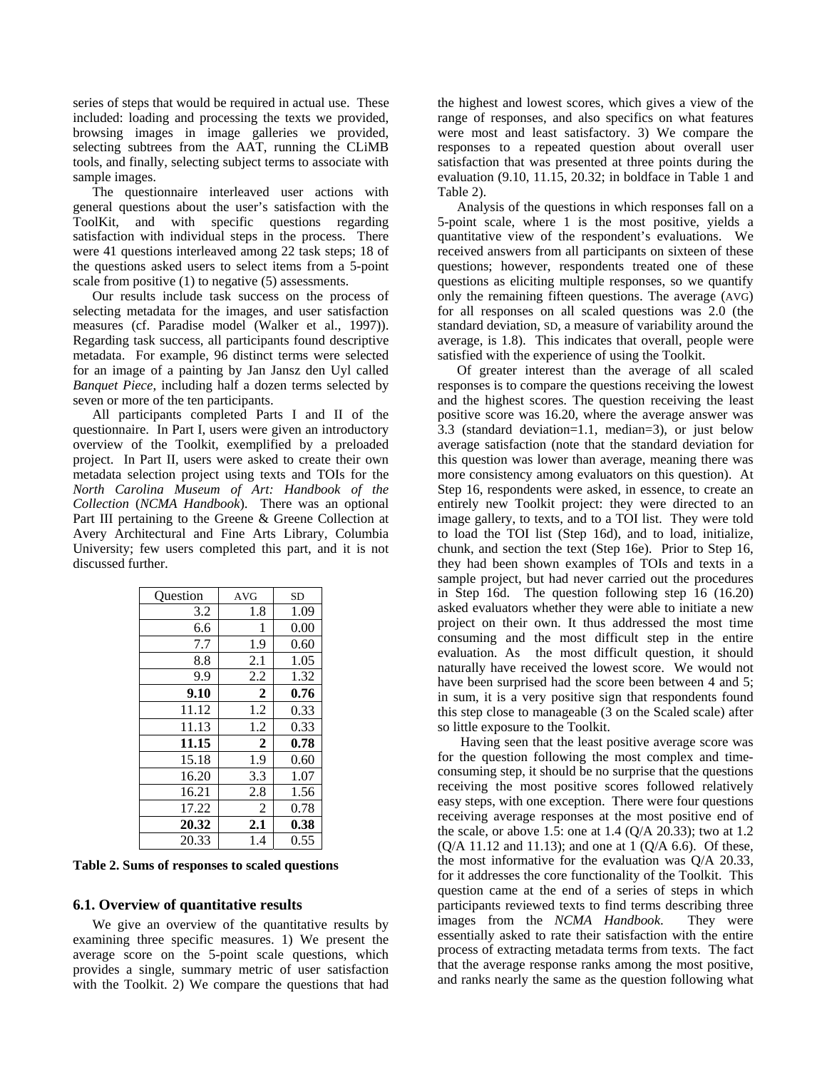series of steps that would be required in actual use. These included: loading and processing the texts we provided, browsing images in image galleries we provided, selecting subtrees from the AAT, running the CLiMB tools, and finally, selecting subject terms to associate with sample images.

The questionnaire interleaved user actions with general questions about the user's satisfaction with the ToolKit, and with specific questions regarding satisfaction with individual steps in the process. There were 41 questions interleaved among 22 task steps; 18 of the questions asked users to select items from a 5-point scale from positive (1) to negative (5) assessments.

Our results include task success on the process of selecting metadata for the images, and user satisfaction measures (cf. Paradise model (Walker et al., 1997)). Regarding task success, all participants found descriptive metadata. For example, 96 distinct terms were selected for an image of a painting by Jan Jansz den Uyl called *Banquet Piece*, including half a dozen terms selected by seven or more of the ten participants.

All participants completed Parts I and II of the questionnaire. In Part I, users were given an introductory overview of the Toolkit, exemplified by a preloaded project. In Part II, users were asked to create their own metadata selection project using texts and TOIs for the *North Carolina Museum of Art: Handbook of the Collection* (*NCMA Handbook*). There was an optional Part III pertaining to the Greene & Greene Collection at Avery Architectural and Fine Arts Library, Columbia University; few users completed this part, and it is not discussed further.

| Question | AVG | SD |
|---|---|---|
| 3.2 | 1.8 | 1.09 |
| 6.6 | 1 | 0.00 |
| 7.7 | 1.9 | 0.60 |
| 8.8 | 2.1 | 1.05 |
| 9.9 | 2.2 | 1.32 |
| **9.10** | **2** | **0.76** |
| 11.12 | 1.2 | 0.33 |
| 11.13 | 1.2 | 0.33 |
| **11.15** | **2** | **0.78** |
| 15.18 | 1.9 | 0.60 |
| 16.20 | 3.3 | 1.07 |
| 16.21 | 2.8 | 1.56 |
| 17.22 | 2 | 0.78 |
| **20.32** | **2.1** | **0.38** |
| 20.33 | 1.4 | 0.55 |

**Table 2. Sums of responses to scaled questions**

### 6.1. Overview of quantitative results

We give an overview of the quantitative results by examining three specific measures. 1) We present the average score on the 5-point scale questions, which provides a single, summary metric of user satisfaction with the Toolkit. 2) We compare the questions that had the highest and lowest scores, which gives a view of the range of responses, and also specifics on what features were most and least satisfactory. 3) We compare the responses to a repeated question about overall user satisfaction that was presented at three points during the evaluation (9.10, 11.15, 20.32; in boldface in Table 1 and Table 2).

Analysis of the questions in which responses fall on a 5-point scale, where 1 is the most positive, yields a quantitative view of the respondent's evaluations. We received answers from all participants on sixteen of these questions; however, respondents treated one of these questions as eliciting multiple responses, so we quantify only the remaining fifteen questions. The average (AVG) for all responses on all scaled questions was 2.0 (the standard deviation, SD, a measure of variability around the average, is 1.8). This indicates that overall, people were satisfied with the experience of using the Toolkit.

Of greater interest than the average of all scaled responses is to compare the questions receiving the lowest and the highest scores. The question receiving the least positive score was 16.20, where the average answer was 3.3 (standard deviation=1.1, median=3), or just below average satisfaction (note that the standard deviation for this question was lower than average, meaning there was more consistency among evaluators on this question). At Step 16, respondents were asked, in essence, to create an entirely new Toolkit project: they were directed to an image gallery, to texts, and to a TOI list. They were told to load the TOI list (Step 16d), and to load, initialize, chunk, and section the text (Step 16e). Prior to Step 16, they had been shown examples of TOIs and texts in a sample project, but had never carried out the procedures in Step 16d. The question following step 16 (16.20) asked evaluators whether they were able to initiate a new project on their own. It thus addressed the most time consuming and the most difficult step in the entire evaluation. As the most difficult question, it should naturally have received the lowest score. We would not have been surprised had the score been between 4 and 5; in sum, it is a very positive sign that respondents found this step close to manageable (3 on the Scaled scale) after so little exposure to the Toolkit.

Having seen that the least positive average score was for the question following the most complex and time-consuming step, it should be no surprise that the questions receiving the most positive scores followed relatively easy steps, with one exception. There were four questions receiving average responses at the most positive end of the scale, or above 1.5: one at 1.4 (Q/A 20.33); two at 1.2 (Q/A 11.12 and 11.13); and one at 1 (Q/A 6.6). Of these, the most informative for the evaluation was Q/A 20.33, for it addresses the core functionality of the Toolkit. This question came at the end of a series of steps in which participants reviewed texts to find terms describing three images from the *NCMA Handbook*. They were essentially asked to rate their satisfaction with the entire process of extracting metadata terms from texts. The fact that the average response ranks among the most positive, and ranks nearly the same as the question following what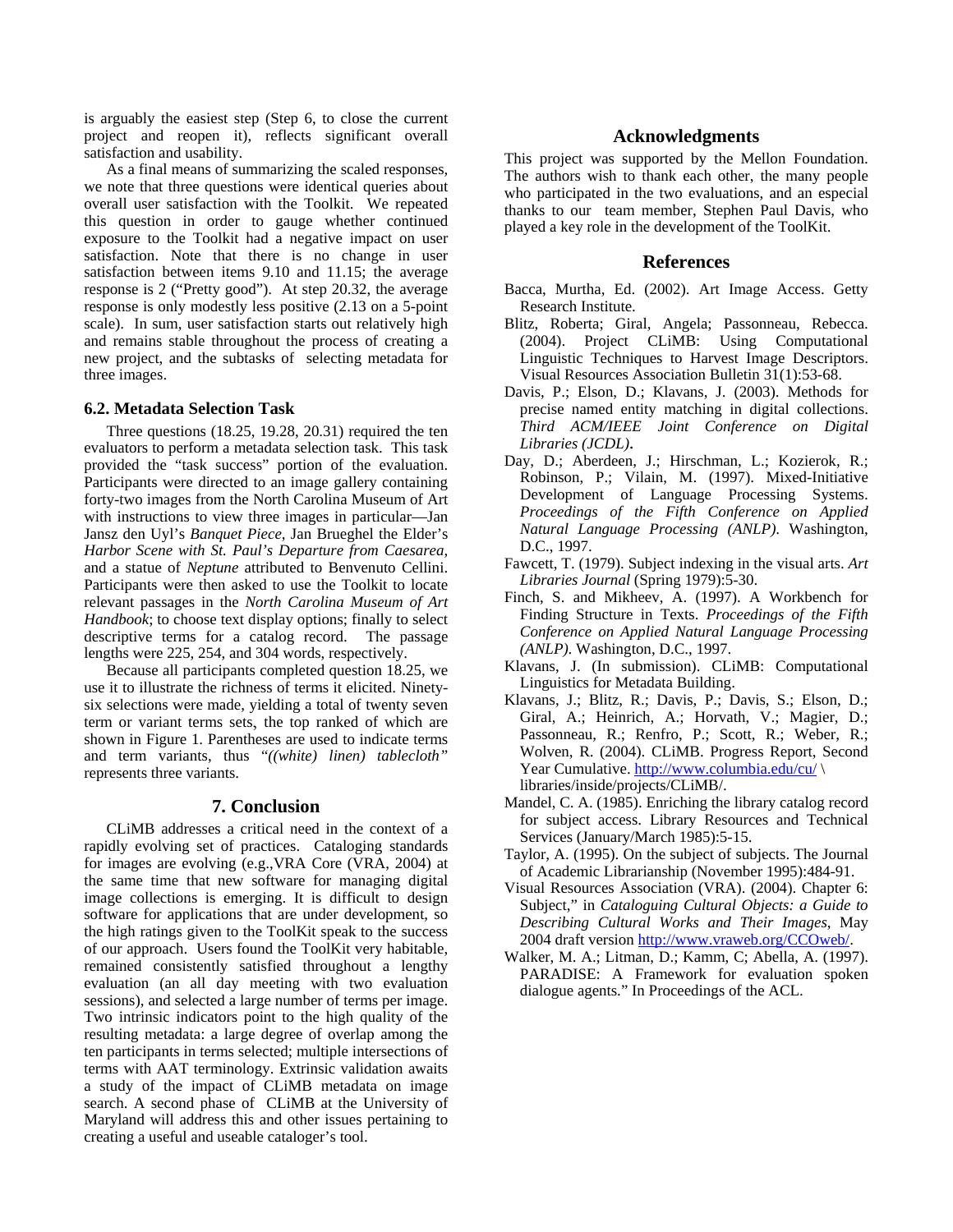is arguably the easiest step (Step 6, to close the current project and reopen it), reflects significant overall satisfaction and usability.

As a final means of summarizing the scaled responses, we note that three questions were identical queries about overall user satisfaction with the Toolkit. We repeated this question in order to gauge whether continued exposure to the Toolkit had a negative impact on user satisfaction. Note that there is no change in user satisfaction between items 9.10 and 11.15; the average response is 2 ("Pretty good"). At step 20.32, the average response is only modestly less positive (2.13 on a 5-point scale). In sum, user satisfaction starts out relatively high and remains stable throughout the process of creating a new project, and the subtasks of selecting metadata for three images.

### 6.2. Metadata Selection Task

Three questions (18.25, 19.28, 20.31) required the ten evaluators to perform a metadata selection task. This task provided the "task success" portion of the evaluation. Participants were directed to an image gallery containing forty-two images from the North Carolina Museum of Art with instructions to view three images in particular—Jan Jansz den Uyl's *Banquet Piece*, Jan Brueghel the Elder's *Harbor Scene with St. Paul's Departure from Caesarea,* and a statue of *Neptune* attributed to Benvenuto Cellini. Participants were then asked to use the Toolkit to locate relevant passages in the *North Carolina Museum of Art Handbook*; to choose text display options; finally to select descriptive terms for a catalog record. The passage lengths were 225, 254, and 304 words, respectively.

Because all participants completed question 18.25, we use it to illustrate the richness of terms it elicited. Ninety-six selections were made, yielding a total of twenty seven term or variant terms sets, the top ranked of which are shown in Figure 1. Parentheses are used to indicate terms and term variants, thus "*((white) linen) tablecloth*" represents three variants.

## 7. Conclusion

CLiMB addresses a critical need in the context of a rapidly evolving set of practices. Cataloging standards for images are evolving (e.g.,VRA Core (VRA, 2004) at the same time that new software for managing digital image collections is emerging. It is difficult to design software for applications that are under development, so the high ratings given to the ToolKit speak to the success of our approach. Users found the ToolKit very habitable, remained consistently satisfied throughout a lengthy evaluation (an all day meeting with two evaluation sessions), and selected a large number of terms per image. Two intrinsic indicators point to the high quality of the resulting metadata: a large degree of overlap among the ten participants in terms selected; multiple intersections of terms with AAT terminology. Extrinsic validation awaits a study of the impact of CLiMB metadata on image search. A second phase of CLiMB at the University of Maryland will address this and other issues pertaining to creating a useful and useable cataloger's tool.

## Acknowledgments

This project was supported by the Mellon Foundation. The authors wish to thank each other, the many people who participated in the two evaluations, and an especial thanks to our team member, Stephen Paul Davis, who played a key role in the development of the ToolKit.

## References

Bacca, Murtha, Ed. (2002). Art Image Access. Getty Research Institute.

Blitz, Roberta; Giral, Angela; Passonneau, Rebecca. (2004). Project CLiMB: Using Computational Linguistic Techniques to Harvest Image Descriptors. Visual Resources Association Bulletin 31(1):53-68.

Davis, P.; Elson, D.; Klavans, J. (2003). Methods for precise named entity matching in digital collections. *Third ACM/IEEE Joint Conference on Digital Libraries (JCDL)*.

Day, D.; Aberdeen, J.; Hirschman, L.; Kozierok, R.; Robinson, P.; Vilain, M. (1997). Mixed-Initiative Development of Language Processing Systems. *Proceedings of the Fifth Conference on Applied Natural Language Processing (ANLP)*. Washington, D.C., 1997.

Fawcett, T. (1979). Subject indexing in the visual arts. *Art Libraries Journal* (Spring 1979):5-30.

Finch, S. and Mikheev, A. (1997). A Workbench for Finding Structure in Texts. *Proceedings of the Fifth Conference on Applied Natural Language Processing (ANLP)*. Washington, D.C., 1997.

Klavans, J. (In submission). CLiMB: Computational Linguistics for Metadata Building.

Klavans, J.; Blitz, R.; Davis, P.; Davis, S.; Elson, D.; Giral, A.; Heinrich, A.; Horvath, V.; Magier, D.; Passonneau, R.; Renfro, P.; Scott, R.; Weber, R.; Wolven, R. (2004). CLiMB. Progress Report, Second Year Cumulative. http://www.columbia.edu/cu/ \ libraries/inside/projects/CLiMB/.

Mandel, C. A. (1985). Enriching the library catalog record for subject access. Library Resources and Technical Services (January/March 1985):5-15.

Taylor, A. (1995). On the subject of subjects. The Journal of Academic Librarianship (November 1995):484-91.

Visual Resources Association (VRA). (2004). Chapter 6: Subject," in *Cataloguing Cultural Objects: a Guide to Describing Cultural Works and Their Images*, May 2004 draft version http://www.vraweb.org/CCOweb/.

Walker, M. A.; Litman, D.; Kamm, C; Abella, A. (1997). PARADISE: A Framework for evaluation spoken dialogue agents." In Proceedings of the ACL.